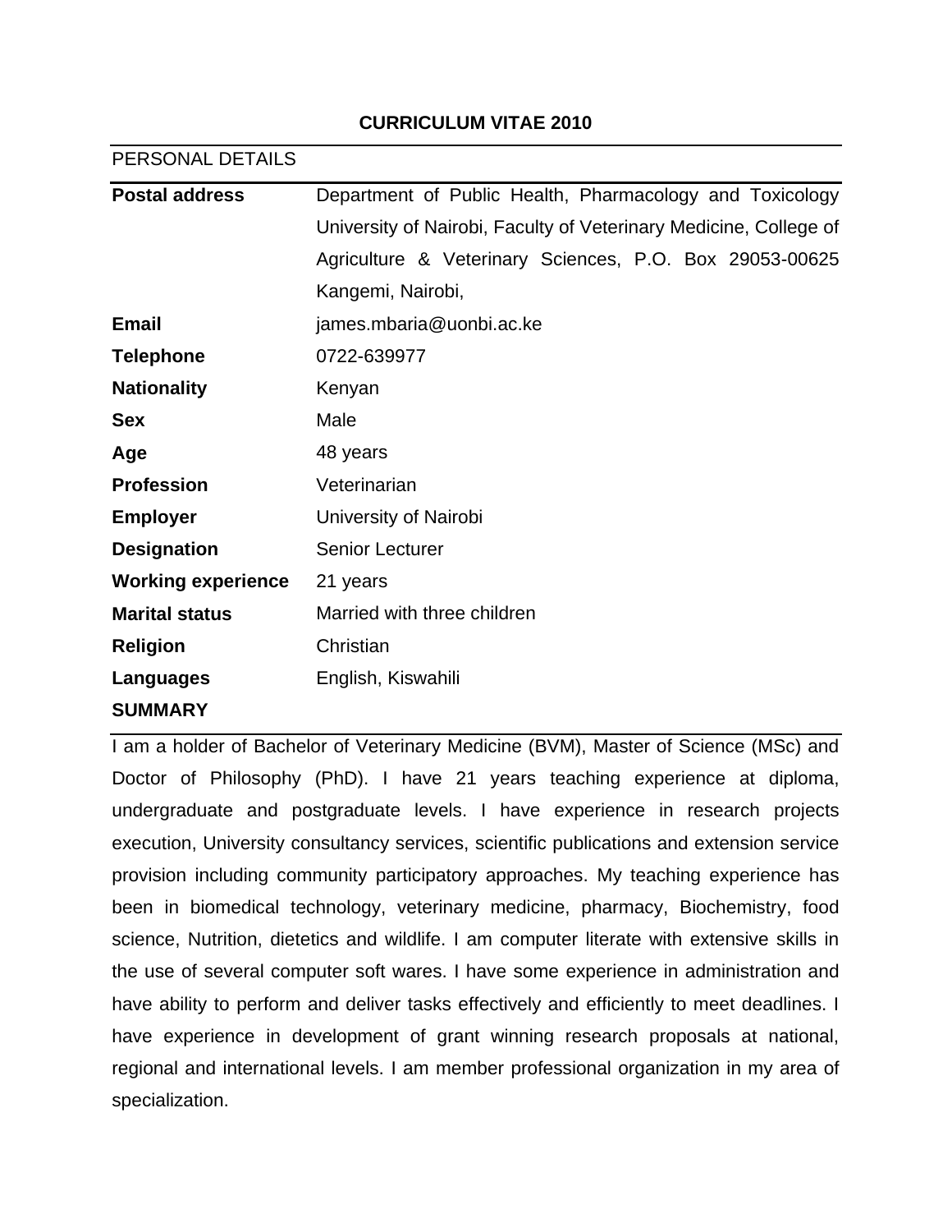# CURRICULUM VITAE 2010

## PERSONAL DETAILS

| | |
|---|---|
| **Postal address** | Department of Public Health, Pharmacology and Toxicology University of Nairobi, Faculty of Veterinary Medicine, College of Agriculture & Veterinary Sciences, P.O. Box 29053-00625 Kangemi, Nairobi, |
| **Email** | james.mbaria@uonbi.ac.ke |
| **Telephone** | 0722-639977 |
| **Nationality** | Kenyan |
| **Sex** | Male |
| **Age** | 48 years |
| **Profession** | Veterinarian |
| **Employer** | University of Nairobi |
| **Designation** | Senior Lecturer |
| **Working experience** | 21 years |
| **Marital status** | Married with three children |
| **Religion** | Christian |
| **Languages** | English, Kiswahili |

## SUMMARY

I am a holder of Bachelor of Veterinary Medicine (BVM), Master of Science (MSc) and Doctor of Philosophy (PhD). I have 21 years teaching experience at diploma, undergraduate and postgraduate levels. I have experience in research projects execution, University consultancy services, scientific publications and extension service provision including community participatory approaches. My teaching experience has been in biomedical technology, veterinary medicine, pharmacy, Biochemistry, food science, Nutrition, dietetics and wildlife. I am computer literate with extensive skills in the use of several computer soft wares. I have some experience in administration and have ability to perform and deliver tasks effectively and efficiently to meet deadlines. I have experience in development of grant winning research proposals at national, regional and international levels. I am member professional organization in my area of specialization.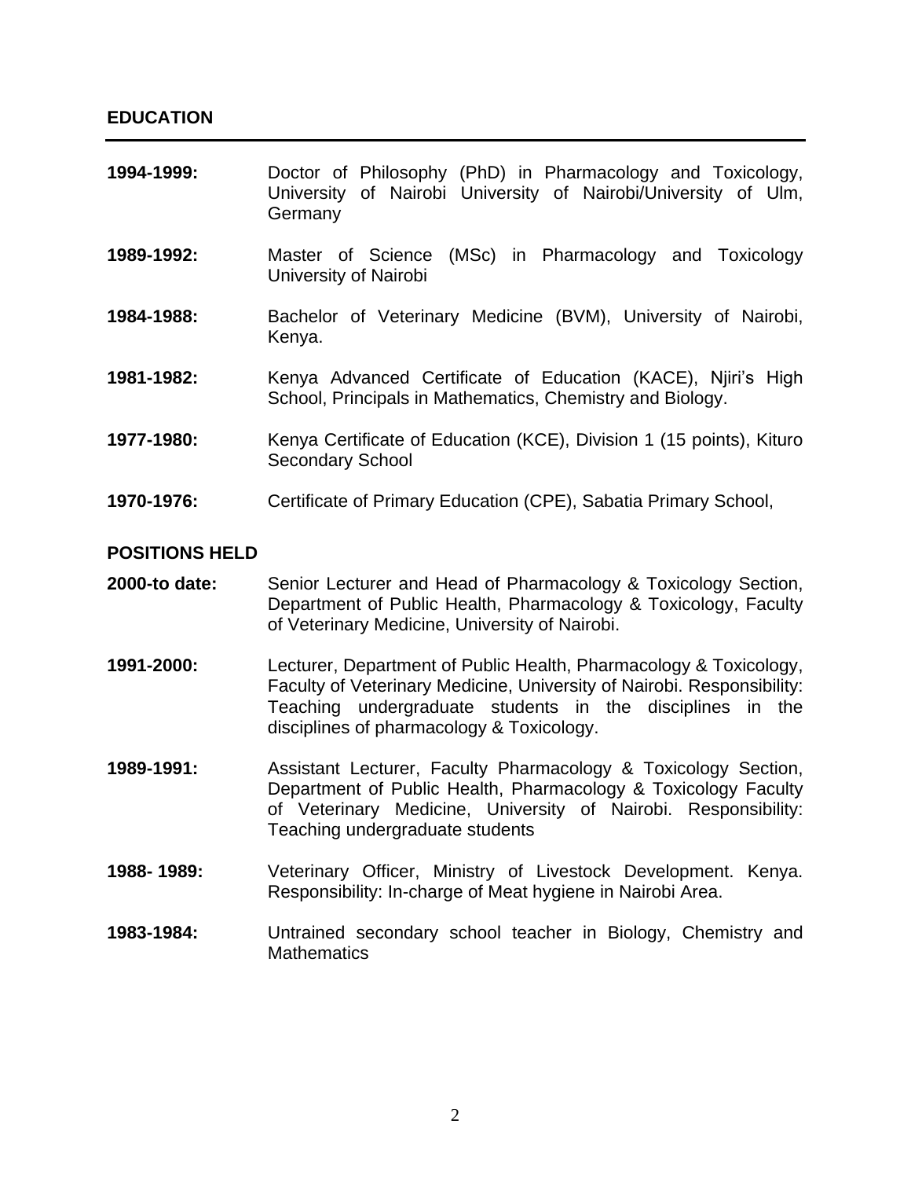## EDUCATION

**1994-1999:** Doctor of Philosophy (PhD) in Pharmacology and Toxicology, University of Nairobi University of Nairobi/University of Ulm, Germany

**1989-1992:** Master of Science (MSc) in Pharmacology and Toxicology University of Nairobi

**1984-1988:** Bachelor of Veterinary Medicine (BVM), University of Nairobi, Kenya.

**1981-1982:** Kenya Advanced Certificate of Education (KACE), Njiri's High School, Principals in Mathematics, Chemistry and Biology.

**1977-1980:** Kenya Certificate of Education (KCE), Division 1 (15 points), Kituro Secondary School

**1970-1976:** Certificate of Primary Education (CPE), Sabatia Primary School,

## POSITIONS HELD

**2000-to date:** Senior Lecturer and Head of Pharmacology & Toxicology Section, Department of Public Health, Pharmacology & Toxicology, Faculty of Veterinary Medicine, University of Nairobi.

**1991-2000:** Lecturer, Department of Public Health, Pharmacology & Toxicology, Faculty of Veterinary Medicine, University of Nairobi. Responsibility: Teaching undergraduate students in the disciplines in the disciplines of pharmacology & Toxicology.

**1989-1991:** Assistant Lecturer, Faculty Pharmacology & Toxicology Section, Department of Public Health, Pharmacology & Toxicology Faculty of Veterinary Medicine, University of Nairobi. Responsibility: Teaching undergraduate students

**1988- 1989:** Veterinary Officer, Ministry of Livestock Development. Kenya. Responsibility: In-charge of Meat hygiene in Nairobi Area.

**1983-1984:** Untrained secondary school teacher in Biology, Chemistry and Mathematics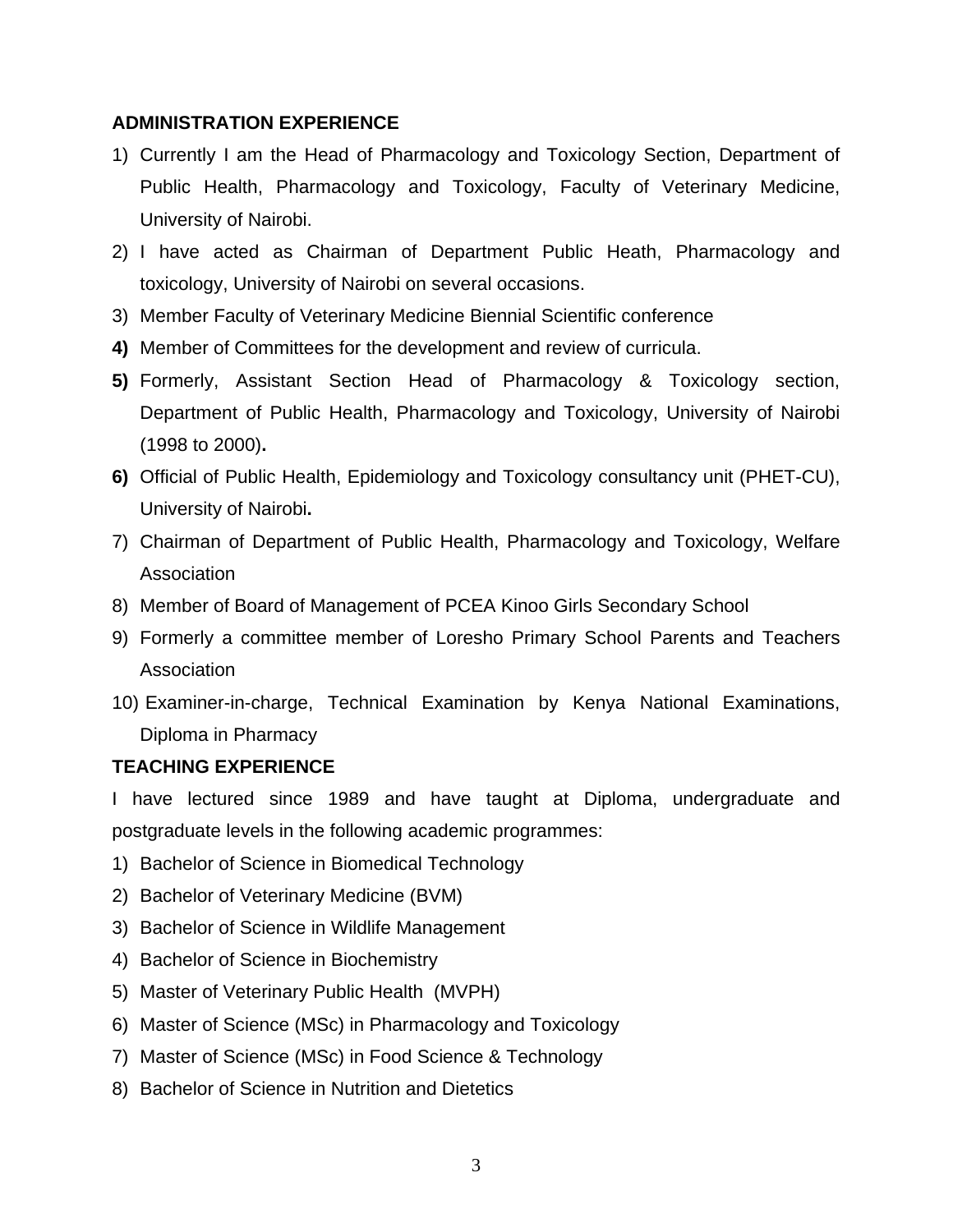**ADMINISTRATION EXPERIENCE**

1) Currently I am the Head of Pharmacology and Toxicology Section, Department of Public Health, Pharmacology and Toxicology, Faculty of Veterinary Medicine, University of Nairobi.
2) I have acted as Chairman of Department Public Heath, Pharmacology and toxicology, University of Nairobi on several occasions.
3) Member Faculty of Veterinary Medicine Biennial Scientific conference
4) Member of Committees for the development and review of curricula.
5) Formerly, Assistant Section Head of Pharmacology & Toxicology section, Department of Public Health, Pharmacology and Toxicology, University of Nairobi (1998 to 2000).
6) Official of Public Health, Epidemiology and Toxicology consultancy unit (PHET-CU), University of Nairobi.
7) Chairman of Department of Public Health, Pharmacology and Toxicology, Welfare Association
8) Member of Board of Management of PCEA Kinoo Girls Secondary School
9) Formerly a committee member of Loresho Primary School Parents and Teachers Association
10) Examiner-in-charge, Technical Examination by Kenya National Examinations, Diploma in Pharmacy

**TEACHING EXPERIENCE**

I have lectured since 1989 and have taught at Diploma, undergraduate and postgraduate levels in the following academic programmes:

1) Bachelor of Science in Biomedical Technology
2) Bachelor of Veterinary Medicine (BVM)
3) Bachelor of Science in Wildlife Management
4) Bachelor of Science in Biochemistry
5) Master of Veterinary Public Health (MVPH)
6) Master of Science (MSc) in Pharmacology and Toxicology
7) Master of Science (MSc) in Food Science & Technology
8) Bachelor of Science in Nutrition and Dietetics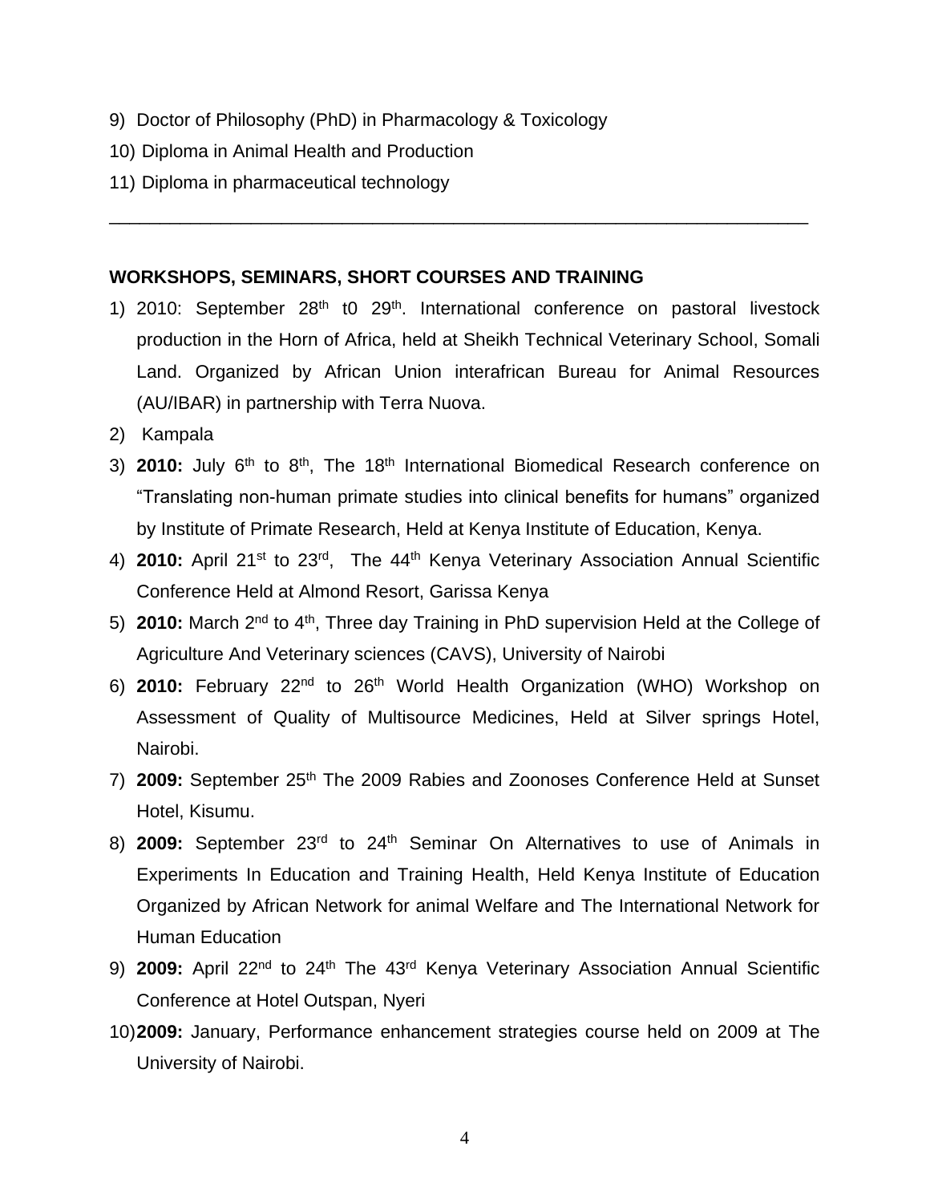9) Doctor of Philosophy (PhD) in Pharmacology & Toxicology
10) Diploma in Animal Health and Production
11) Diploma in pharmaceutical technology

---

**WORKSHOPS, SEMINARS, SHORT COURSES AND TRAINING**

1) 2010: September 28th t0 29th. International conference on pastoral livestock production in the Horn of Africa, held at Sheikh Technical Veterinary School, Somali Land. Organized by African Union interafrican Bureau for Animal Resources (AU/IBAR) in partnership with Terra Nuova.
2) Kampala
3) **2010:** July 6th to 8th, The 18th International Biomedical Research conference on "Translating non-human primate studies into clinical benefits for humans" organized by Institute of Primate Research, Held at Kenya Institute of Education, Kenya.
4) **2010:** April 21st to 23rd, The 44th Kenya Veterinary Association Annual Scientific Conference Held at Almond Resort, Garissa Kenya
5) **2010:** March 2nd to 4th, Three day Training in PhD supervision Held at the College of Agriculture And Veterinary sciences (CAVS), University of Nairobi
6) **2010:** February 22nd to 26th World Health Organization (WHO) Workshop on Assessment of Quality of Multisource Medicines, Held at Silver springs Hotel, Nairobi.
7) **2009:** September 25th The 2009 Rabies and Zoonoses Conference Held at Sunset Hotel, Kisumu.
8) **2009:** September 23rd to 24th Seminar On Alternatives to use of Animals in Experiments In Education and Training Health, Held Kenya Institute of Education Organized by African Network for animal Welfare and The International Network for Human Education
9) **2009:** April 22nd to 24th The 43rd Kenya Veterinary Association Annual Scientific Conference at Hotel Outspan, Nyeri
10) **2009:** January, Performance enhancement strategies course held on 2009 at The University of Nairobi.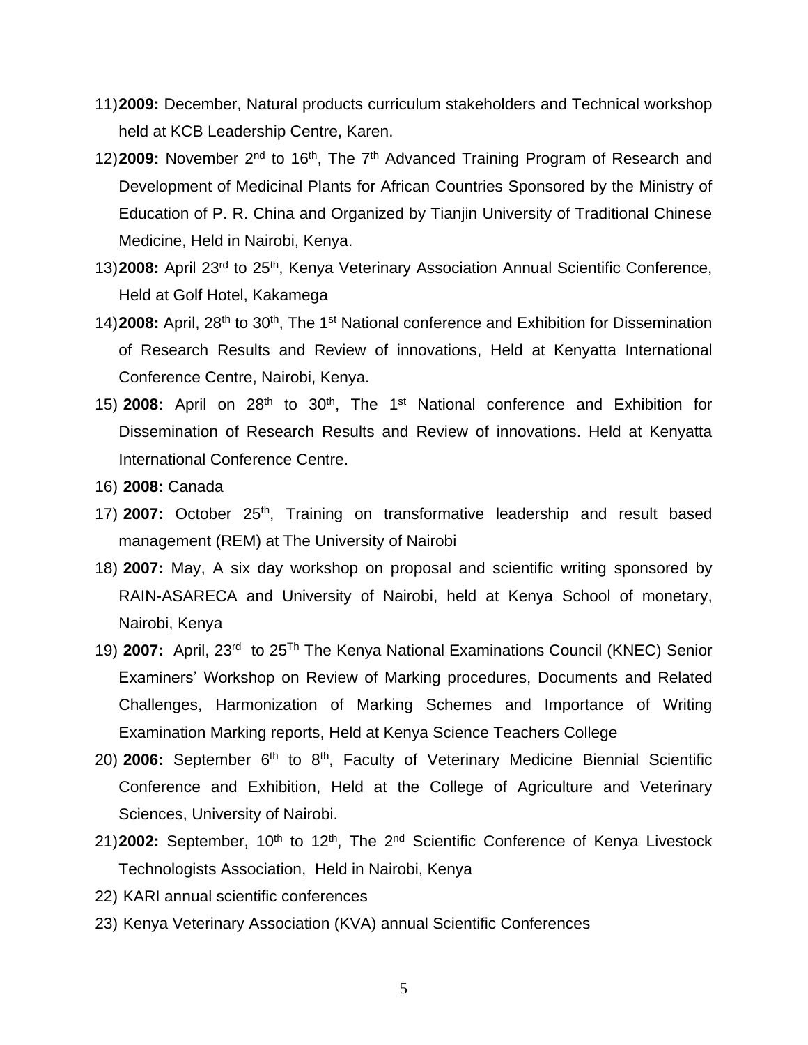11) **2009:** December, Natural products curriculum stakeholders and Technical workshop held at KCB Leadership Centre, Karen.
12) **2009:** November 2nd to 16th, The 7th Advanced Training Program of Research and Development of Medicinal Plants for African Countries Sponsored by the Ministry of Education of P. R. China and Organized by Tianjin University of Traditional Chinese Medicine, Held in Nairobi, Kenya.
13) **2008:** April 23rd to 25th, Kenya Veterinary Association Annual Scientific Conference, Held at Golf Hotel, Kakamega
14) **2008:** April, 28th to 30th, The 1st National conference and Exhibition for Dissemination of Research Results and Review of innovations, Held at Kenyatta International Conference Centre, Nairobi, Kenya.
15) **2008:** April on 28th to 30th, The 1st National conference and Exhibition for Dissemination of Research Results and Review of innovations. Held at Kenyatta International Conference Centre.
16) **2008:** Canada
17) **2007:** October 25th, Training on transformative leadership and result based management (REM) at The University of Nairobi
18) **2007:** May, A six day workshop on proposal and scientific writing sponsored by RAIN-ASARECA and University of Nairobi, held at Kenya School of monetary, Nairobi, Kenya
19) **2007:** April, 23rd to 25Th The Kenya National Examinations Council (KNEC) Senior Examiners' Workshop on Review of Marking procedures, Documents and Related Challenges, Harmonization of Marking Schemes and Importance of Writing Examination Marking reports, Held at Kenya Science Teachers College
20) **2006:** September 6th to 8th, Faculty of Veterinary Medicine Biennial Scientific Conference and Exhibition, Held at the College of Agriculture and Veterinary Sciences, University of Nairobi.
21) **2002:** September, 10th to 12th, The 2nd Scientific Conference of Kenya Livestock Technologists Association, Held in Nairobi, Kenya
22) KARI annual scientific conferences
23) Kenya Veterinary Association (KVA) annual Scientific Conferences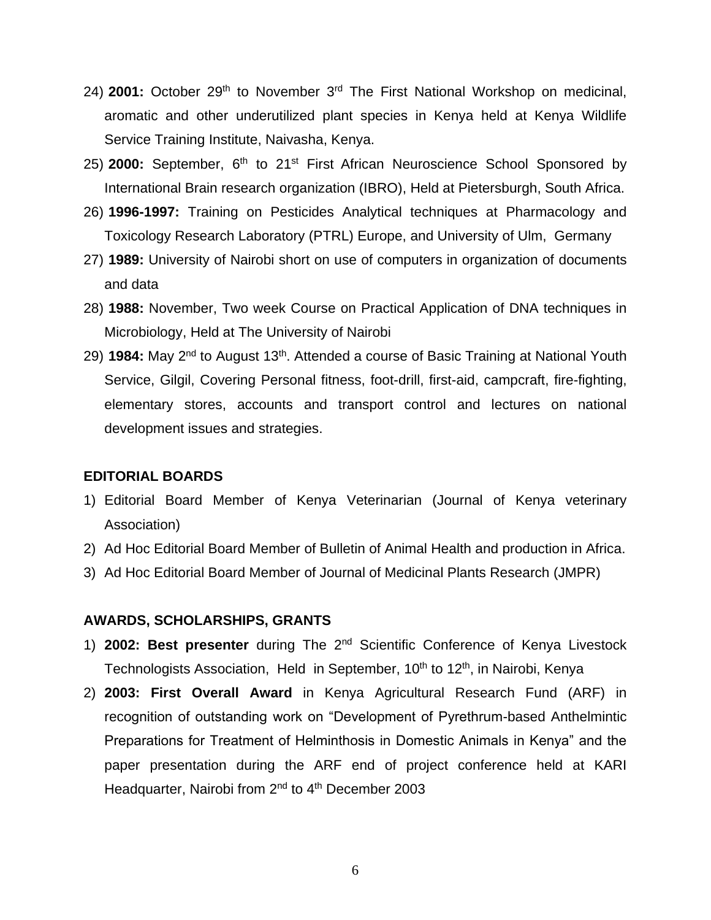24) **2001:** October 29th to November 3rd The First National Workshop on medicinal, aromatic and other underutilized plant species in Kenya held at Kenya Wildlife Service Training Institute, Naivasha, Kenya.

25) **2000:** September, 6th to 21st First African Neuroscience School Sponsored by International Brain research organization (IBRO), Held at Pietersburgh, South Africa.

26) **1996-1997:** Training on Pesticides Analytical techniques at Pharmacology and Toxicology Research Laboratory (PTRL) Europe, and University of Ulm, Germany

27) **1989:** University of Nairobi short on use of computers in organization of documents and data

28) **1988:** November, Two week Course on Practical Application of DNA techniques in Microbiology, Held at The University of Nairobi

29) **1984:** May 2nd to August 13th. Attended a course of Basic Training at National Youth Service, Gilgil, Covering Personal fitness, foot-drill, first-aid, campcraft, fire-fighting, elementary stores, accounts and transport control and lectures on national development issues and strategies.

**EDITORIAL BOARDS**

1) Editorial Board Member of Kenya Veterinarian (Journal of Kenya veterinary Association)
2) Ad Hoc Editorial Board Member of Bulletin of Animal Health and production in Africa.
3) Ad Hoc Editorial Board Member of Journal of Medicinal Plants Research (JMPR)

**AWARDS, SCHOLARSHIPS, GRANTS**

1) **2002: Best presenter** during The 2nd Scientific Conference of Kenya Livestock Technologists Association, Held in September, 10th to 12th, in Nairobi, Kenya
2) **2003: First Overall Award** in Kenya Agricultural Research Fund (ARF) in recognition of outstanding work on "Development of Pyrethrum-based Anthelmintic Preparations for Treatment of Helminthosis in Domestic Animals in Kenya" and the paper presentation during the ARF end of project conference held at KARI Headquarter, Nairobi from 2nd to 4th December 2003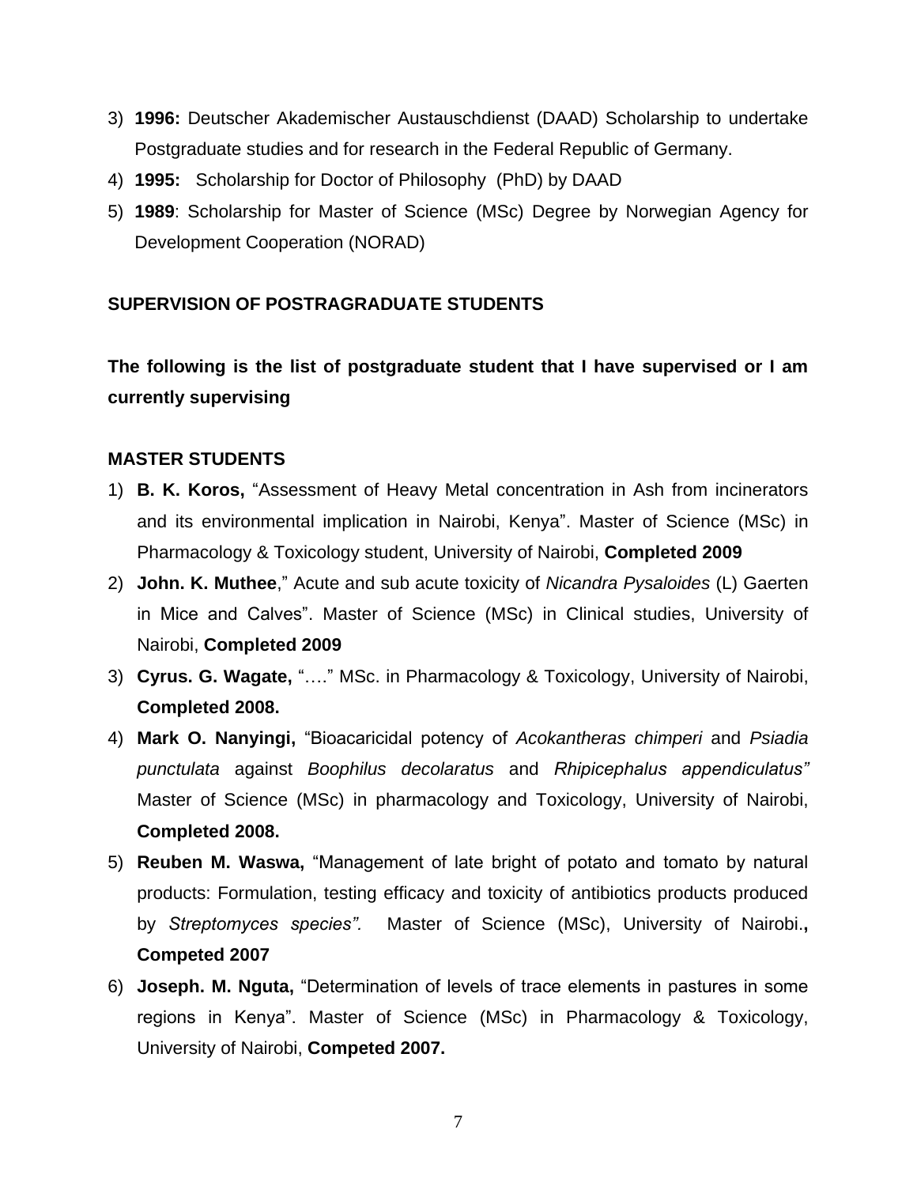3) **1996:** Deutscher Akademischer Austauschdienst (DAAD) Scholarship to undertake Postgraduate studies and for research in the Federal Republic of Germany.
4) **1995:** Scholarship for Doctor of Philosophy (PhD) by DAAD
5) **1989**: Scholarship for Master of Science (MSc) Degree by Norwegian Agency for Development Cooperation (NORAD)

**SUPERVISION OF POSTRAGRADUATE STUDENTS**

**The following is the list of postgraduate student that I have supervised or I am currently supervising**

**MASTER STUDENTS**

1) **B. K. Koros,** "Assessment of Heavy Metal concentration in Ash from incinerators and its environmental implication in Nairobi, Kenya". Master of Science (MSc) in Pharmacology & Toxicology student, University of Nairobi, **Completed 2009**
2) **John. K. Muthee**," Acute and sub acute toxicity of *Nicandra Pysaloides* (L) Gaerten in Mice and Calves". Master of Science (MSc) in Clinical studies, University of Nairobi, **Completed 2009**
3) **Cyrus. G. Wagate,** "…." MSc. in Pharmacology & Toxicology, University of Nairobi, **Completed 2008.**
4) **Mark O. Nanyingi,** "Bioacaricidal potency of *Acokantheras chimperi* and *Psiadia punctulata* against *Boophilus decolaratus* and *Rhipicephalus appendiculatus"* Master of Science (MSc) in pharmacology and Toxicology, University of Nairobi, **Completed 2008.**
5) **Reuben M. Waswa,** "Management of late bright of potato and tomato by natural products: Formulation, testing efficacy and toxicity of antibiotics products produced by *Streptomyces species".* Master of Science (MSc), University of Nairobi**., Competed 2007**
6) **Joseph. M. Nguta,** "Determination of levels of trace elements in pastures in some regions in Kenya". Master of Science (MSc) in Pharmacology & Toxicology, University of Nairobi, **Competed 2007.**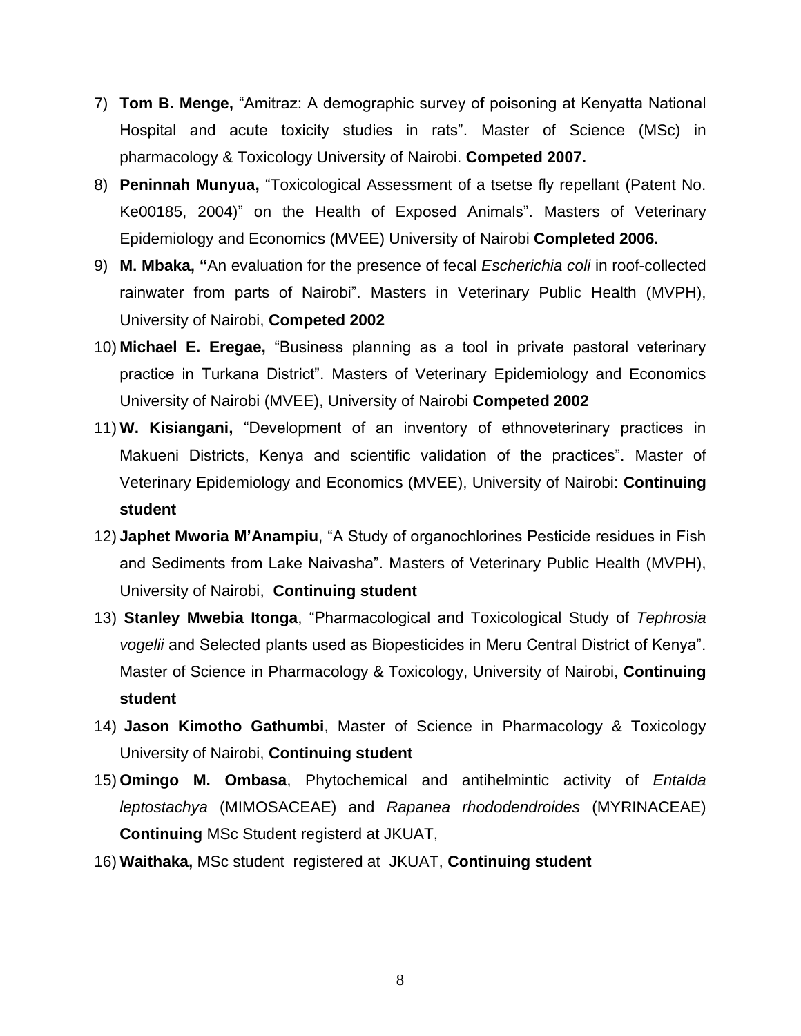7) **Tom B. Menge,** "Amitraz: A demographic survey of poisoning at Kenyatta National Hospital and acute toxicity studies in rats". Master of Science (MSc) in pharmacology & Toxicology University of Nairobi. **Competed 2007.**
8) **Peninnah Munyua,** "Toxicological Assessment of a tsetse fly repellant (Patent No. Ke00185, 2004)" on the Health of Exposed Animals". Masters of Veterinary Epidemiology and Economics (MVEE) University of Nairobi **Completed 2006.**
9) **M. Mbaka, "**An evaluation for the presence of fecal *Escherichia coli* in roof-collected rainwater from parts of Nairobi". Masters in Veterinary Public Health (MVPH), University of Nairobi, **Competed 2002**
10) **Michael E. Eregae,** "Business planning as a tool in private pastoral veterinary practice in Turkana District". Masters of Veterinary Epidemiology and Economics University of Nairobi (MVEE), University of Nairobi **Competed 2002**
11) **W. Kisiangani,** "Development of an inventory of ethnoveterinary practices in Makueni Districts, Kenya and scientific validation of the practices". Master of Veterinary Epidemiology and Economics (MVEE), University of Nairobi: **Continuing student**
12) **Japhet Mworia M'Anampiu**, "A Study of organochlorines Pesticide residues in Fish and Sediments from Lake Naivasha". Masters of Veterinary Public Health (MVPH), University of Nairobi, **Continuing student**
13) **Stanley Mwebia Itonga**, "Pharmacological and Toxicological Study of *Tephrosia vogelii* and Selected plants used as Biopesticides in Meru Central District of Kenya". Master of Science in Pharmacology & Toxicology, University of Nairobi, **Continuing student**
14) **Jason Kimotho Gathumbi**, Master of Science in Pharmacology & Toxicology University of Nairobi, **Continuing student**
15) **Omingo M. Ombasa**, Phytochemical and antihelmintic activity of *Entalda leptostachya* (MIMOSACEAE) and *Rapanea rhododendroides* (MYRINACEAE) **Continuing** MSc Student registerd at JKUAT,
16) **Waithaka,** MSc student registered at JKUAT, **Continuing student**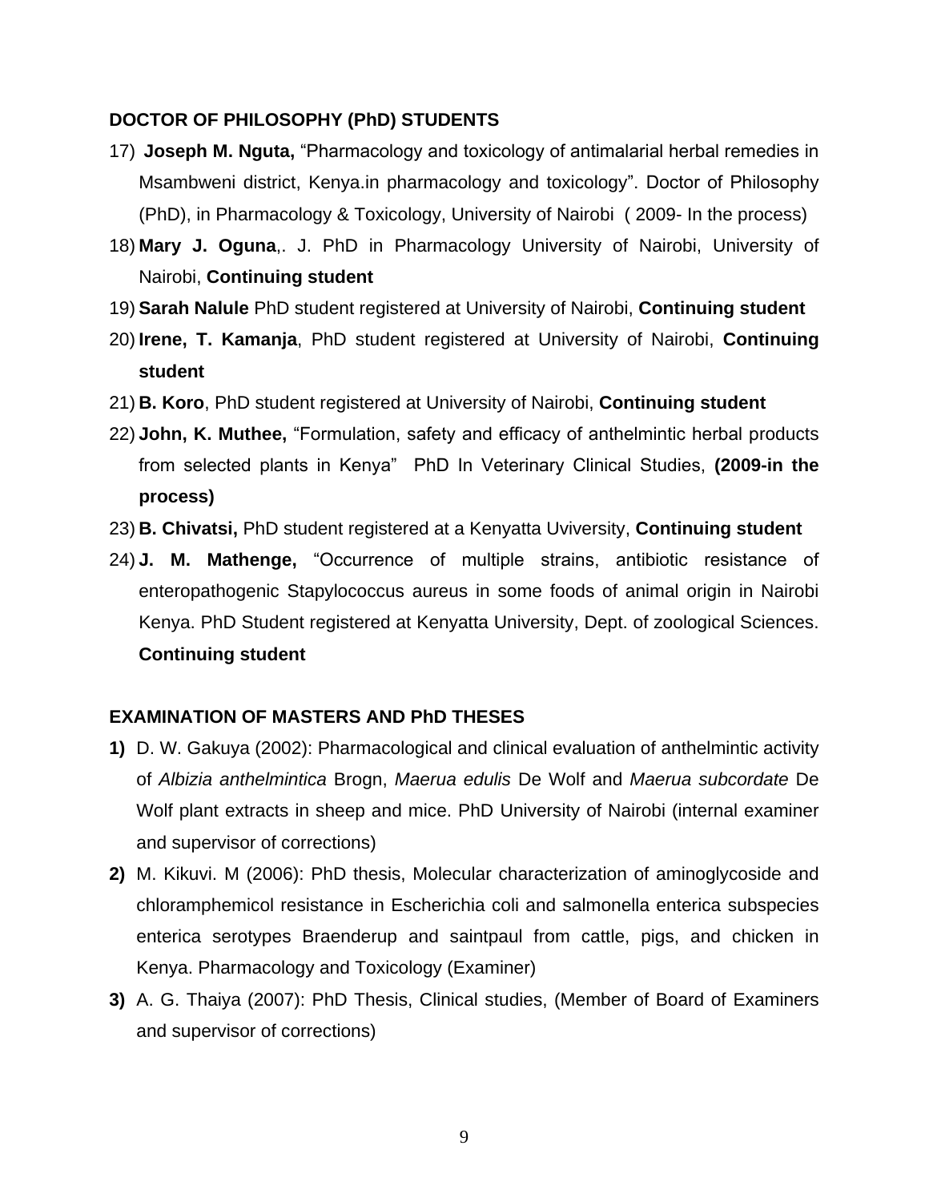**DOCTOR OF PHILOSOPHY (PhD) STUDENTS**

17) **Joseph M. Nguta,** “Pharmacology and toxicology of antimalarial herbal remedies in Msambweni district, Kenya.in pharmacology and toxicology”. Doctor of Philosophy (PhD), in Pharmacology & Toxicology, University of Nairobi ( 2009- In the process)
18) **Mary J. Oguna**,. J. PhD in Pharmacology University of Nairobi, University of Nairobi, **Continuing student**
19) **Sarah Nalule** PhD student registered at University of Nairobi, **Continuing student**
20) **Irene, T. Kamanja**, PhD student registered at University of Nairobi, **Continuing student**
21) **B. Koro**, PhD student registered at University of Nairobi, **Continuing student**
22) **John, K. Muthee,** “Formulation, safety and efficacy of anthelmintic herbal products from selected plants in Kenya” PhD In Veterinary Clinical Studies, **(2009-in the process)**
23) **B. Chivatsi,** PhD student registered at a Kenyatta Uviversity, **Continuing student**
24) **J. M. Mathenge,** “Occurrence of multiple strains, antibiotic resistance of enteropathogenic Stapylococcus aureus in some foods of animal origin in Nairobi Kenya. PhD Student registered at Kenyatta University, Dept. of zoological Sciences. **Continuing student**

**EXAMINATION OF MASTERS AND PhD THESES**

**1)** D. W. Gakuya (2002): Pharmacological and clinical evaluation of anthelmintic activity of *Albizia anthelmintica* Brogn, *Maerua edulis* De Wolf and *Maerua subcordate* De Wolf plant extracts in sheep and mice. PhD University of Nairobi (internal examiner and supervisor of corrections)

**2)** M. Kikuvi. M (2006): PhD thesis, Molecular characterization of aminoglycoside and chloramphemicol resistance in Escherichia coli and salmonella enterica subspecies enterica serotypes Braenderup and saintpaul from cattle, pigs, and chicken in Kenya. Pharmacology and Toxicology (Examiner)

**3)** A. G. Thaiya (2007): PhD Thesis, Clinical studies, (Member of Board of Examiners and supervisor of corrections)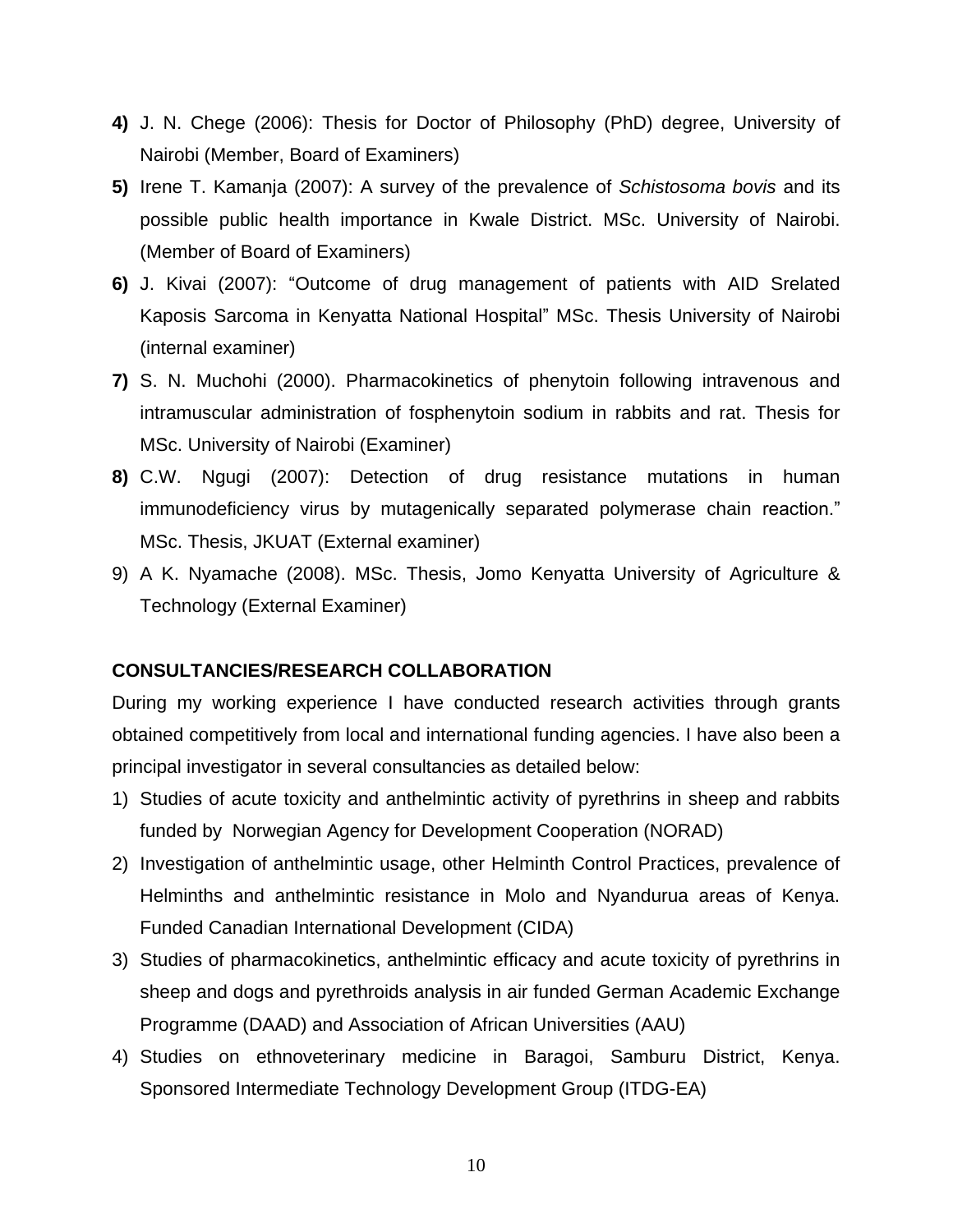**4)** J. N. Chege (2006): Thesis for Doctor of Philosophy (PhD) degree, University of Nairobi (Member, Board of Examiners)

**5)** Irene T. Kamanja (2007): A survey of the prevalence of *Schistosoma bovis* and its possible public health importance in Kwale District. MSc. University of Nairobi. (Member of Board of Examiners)

**6)** J. Kivai (2007): "Outcome of drug management of patients with AID Srelated Kaposis Sarcoma in Kenyatta National Hospital" MSc. Thesis University of Nairobi (internal examiner)

**7)** S. N. Muchohi (2000). Pharmacokinetics of phenytoin following intravenous and intramuscular administration of fosphenytoin sodium in rabbits and rat. Thesis for MSc. University of Nairobi (Examiner)

**8)** C.W. Ngugi (2007): Detection of drug resistance mutations in human immunodeficiency virus by mutagenically separated polymerase chain reaction." MSc. Thesis, JKUAT (External examiner)

9) A K. Nyamache (2008). MSc. Thesis, Jomo Kenyatta University of Agriculture & Technology (External Examiner)

**CONSULTANCIES/RESEARCH COLLABORATION**

During my working experience I have conducted research activities through grants obtained competitively from local and international funding agencies. I have also been a principal investigator in several consultancies as detailed below:

1) Studies of acute toxicity and anthelmintic activity of pyrethrins in sheep and rabbits funded by Norwegian Agency for Development Cooperation (NORAD)
2) Investigation of anthelmintic usage, other Helminth Control Practices, prevalence of Helminths and anthelmintic resistance in Molo and Nyandurua areas of Kenya. Funded Canadian International Development (CIDA)
3) Studies of pharmacokinetics, anthelmintic efficacy and acute toxicity of pyrethrins in sheep and dogs and pyrethroids analysis in air funded German Academic Exchange Programme (DAAD) and Association of African Universities (AAU)
4) Studies on ethnoveterinary medicine in Baragoi, Samburu District, Kenya. Sponsored Intermediate Technology Development Group (ITDG-EA)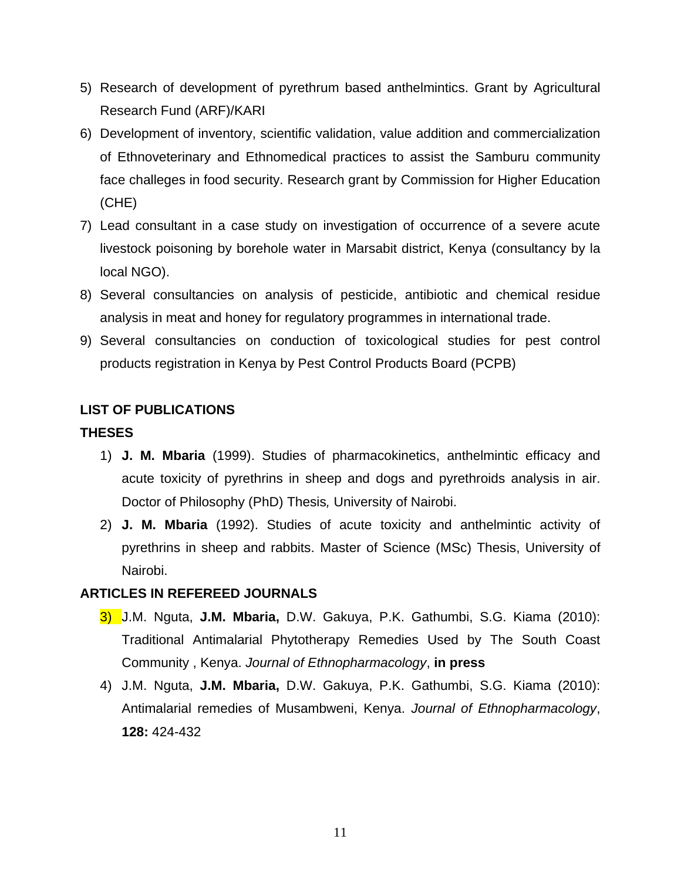5) Research of development of pyrethrum based anthelmintics. Grant by Agricultural Research Fund (ARF)/KARI
6) Development of inventory, scientific validation, value addition and commercialization of Ethnoveterinary and Ethnomedical practices to assist the Samburu community face challeges in food security. Research grant by Commission for Higher Education (CHE)
7) Lead consultant in a case study on investigation of occurrence of a severe acute livestock poisoning by borehole water in Marsabit district, Kenya (consultancy by la local NGO).
8) Several consultancies on analysis of pesticide, antibiotic and chemical residue analysis in meat and honey for regulatory programmes in international trade.
9) Several consultancies on conduction of toxicological studies for pest control products registration in Kenya by Pest Control Products Board (PCPB)

**LIST OF PUBLICATIONS**

**THESES**

1) **J. M. Mbaria** (1999). Studies of pharmacokinetics, anthelmintic efficacy and acute toxicity of pyrethrins in sheep and dogs and pyrethroids analysis in air. Doctor of Philosophy (PhD) Thesis*,* University of Nairobi.
2) **J. M. Mbaria** (1992). Studies of acute toxicity and anthelmintic activity of pyrethrins in sheep and rabbits. Master of Science (MSc) Thesis, University of Nairobi.

**ARTICLES IN REFEREED JOURNALS**

3) J.M. Nguta, **J.M. Mbaria,** D.W. Gakuya, P.K. Gathumbi, S.G. Kiama (2010): Traditional Antimalarial Phytotherapy Remedies Used by The South Coast Community , Kenya. *Journal of Ethnopharmacology*, **in press**
4) J.M. Nguta, **J.M. Mbaria,** D.W. Gakuya, P.K. Gathumbi, S.G. Kiama (2010): Antimalarial remedies of Musambweni, Kenya. *Journal of Ethnopharmacology*, **128:** 424-432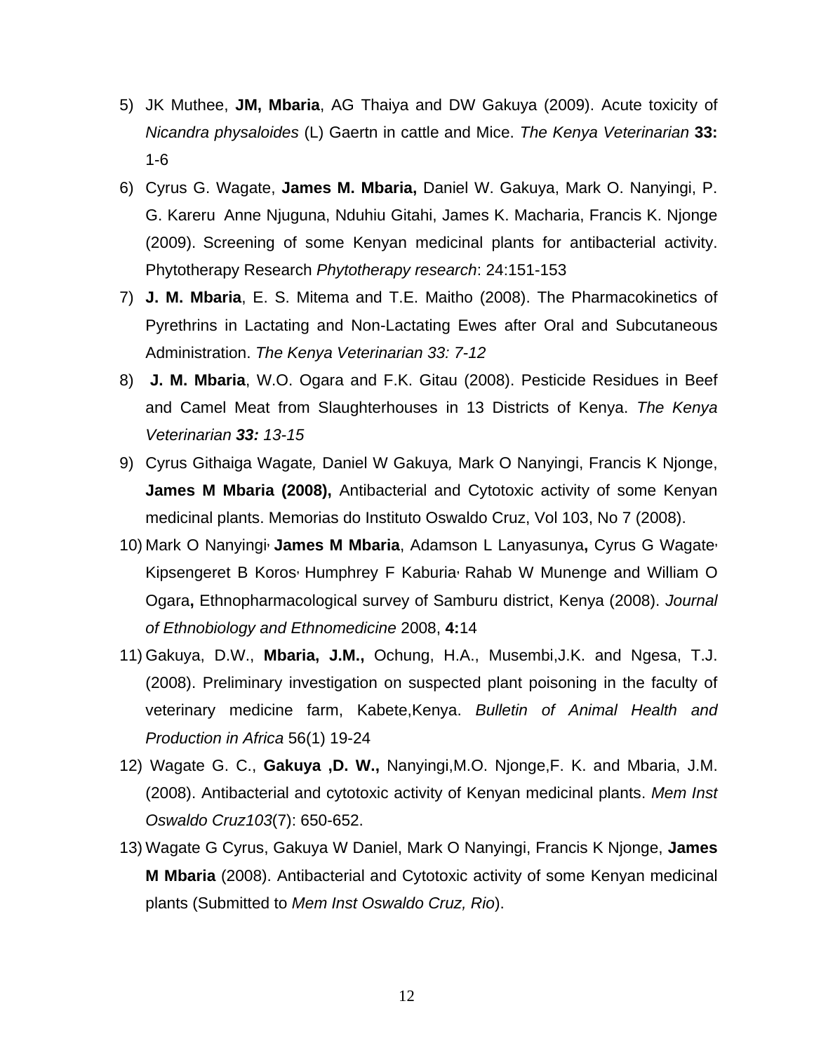5) JK Muthee, **JM, Mbaria**, AG Thaiya and DW Gakuya (2009). Acute toxicity of *Nicandra physaloides* (L) Gaertn in cattle and Mice. *The Kenya Veterinarian* **33:** 1-6

6) Cyrus G. Wagate, **James M. Mbaria,** Daniel W. Gakuya, Mark O. Nanyingi, P. G. Kareru  Anne Njuguna, Nduhiu Gitahi, James K. Macharia, Francis K. Njonge (2009). Screening of some Kenyan medicinal plants for antibacterial activity. Phytotherapy Research *Phytotherapy research*: 24:151-153

7) **J. M. Mbaria**, E. S. Mitema and T.E. Maitho (2008). The Pharmacokinetics of Pyrethrins in Lactating and Non-Lactating Ewes after Oral and Subcutaneous Administration. *The Kenya Veterinarian 33: 7-12*

8) **J. M. Mbaria**, W.O. Ogara and F.K. Gitau (2008). Pesticide Residues in Beef and Camel Meat from Slaughterhouses in 13 Districts of Kenya. *The Kenya Veterinarian* ***33:*** *13-15*

9) Cyrus Githaiga Wagate*,* Daniel W Gakuya*,* Mark O Nanyingi, Francis K Njonge, **James M Mbaria (2008),** Antibacterial and Cytotoxic activity of some Kenyan medicinal plants. Memorias do Instituto Oswaldo Cruz, Vol 103, No 7 (2008).

10) Mark O Nanyingi, **James M Mbaria**, Adamson L Lanyasunya**,** Cyrus G Wagate, Kipsengeret B Koros, Humphrey F Kaburia, Rahab W Munenge and William O Ogara**,** Ethnopharmacological survey of Samburu district, Kenya (2008). *Journal of Ethnobiology and Ethnomedicine* 2008, **4:**14

11) Gakuya, D.W., **Mbaria, J.M.,** Ochung, H.A., Musembi,J.K. and Ngesa, T.J. (2008). Preliminary investigation on suspected plant poisoning in the faculty of veterinary medicine farm, Kabete,Kenya. *Bulletin of Animal Health and Production in Africa* 56(1) 19-24

12) Wagate G. C., **Gakuya ,D. W.,** Nanyingi,M.O. Njonge,F. K. and Mbaria, J.M. (2008). Antibacterial and cytotoxic activity of Kenyan medicinal plants. *Mem Inst Oswaldo Cruz103*(7): 650-652.

13) Wagate G Cyrus, Gakuya W Daniel, Mark O Nanyingi, Francis K Njonge, **James M Mbaria** (2008). Antibacterial and Cytotoxic activity of some Kenyan medicinal plants (Submitted to *Mem Inst Oswaldo Cruz, Rio*).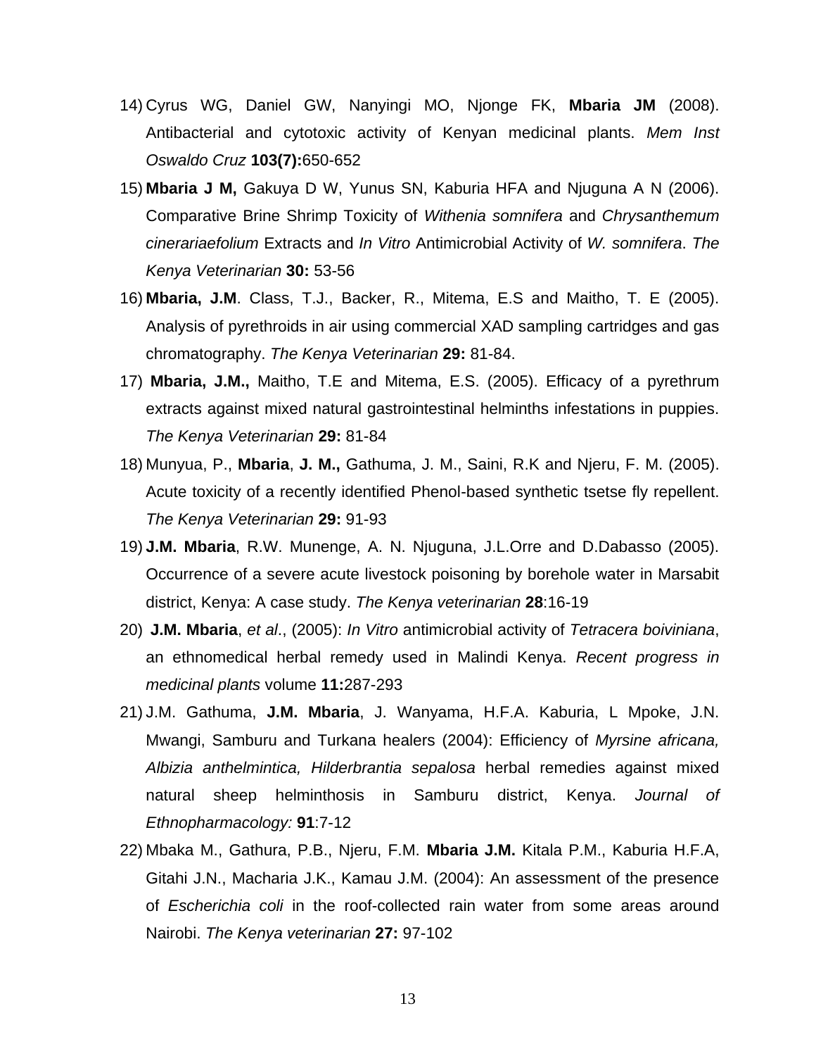14) Cyrus WG, Daniel GW, Nanyingi MO, Njonge FK, **Mbaria JM** (2008). Antibacterial and cytotoxic activity of Kenyan medicinal plants. *Mem Inst Oswaldo Cruz* **103(7):**650-652
15) **Mbaria J M,** Gakuya D W, Yunus SN, Kaburia HFA and Njuguna A N (2006). Comparative Brine Shrimp Toxicity of *Withenia somnifera* and *Chrysanthemum cinerariaefolium* Extracts and *In Vitro* Antimicrobial Activity of *W. somnifera*. *The Kenya Veterinarian* **30:** 53-56
16) **Mbaria, J.M**. Class, T.J., Backer, R., Mitema, E.S and Maitho, T. E (2005). Analysis of pyrethroids in air using commercial XAD sampling cartridges and gas chromatography. *The Kenya Veterinarian* **29:** 81-84.
17) **Mbaria, J.M.,** Maitho, T.E and Mitema, E.S. (2005). Efficacy of a pyrethrum extracts against mixed natural gastrointestinal helminths infestations in puppies. *The Kenya Veterinarian* **29:** 81-84
18) Munyua, P., **Mbaria**, **J. M.,** Gathuma, J. M., Saini, R.K and Njeru, F. M. (2005). Acute toxicity of a recently identified Phenol-based synthetic tsetse fly repellent. *The Kenya Veterinarian* **29:** 91-93
19) **J.M. Mbaria**, R.W. Munenge, A. N. Njuguna, J.L.Orre and D.Dabasso (2005). Occurrence of a severe acute livestock poisoning by borehole water in Marsabit district, Kenya: A case study. *The Kenya veterinarian* **28**:16-19
20) **J.M. Mbaria**, *et al*., (2005): *In Vitro* antimicrobial activity of *Tetracera boiviniana*, an ethnomedical herbal remedy used in Malindi Kenya. *Recent progress in medicinal plants* volume **11:**287-293
21) J.M. Gathuma, **J.M. Mbaria**, J. Wanyama, H.F.A. Kaburia, L Mpoke, J.N. Mwangi, Samburu and Turkana healers (2004): Efficiency of *Myrsine africana, Albizia anthelmintica, Hilderbrantia sepalosa* herbal remedies against mixed natural sheep helminthosis in Samburu district, Kenya. *Journal of Ethnopharmacology:* **91**:7-12
22) Mbaka M., Gathura, P.B., Njeru, F.M. **Mbaria J.M.** Kitala P.M., Kaburia H.F.A, Gitahi J.N., Macharia J.K., Kamau J.M. (2004): An assessment of the presence of *Escherichia coli* in the roof-collected rain water from some areas around Nairobi. *The Kenya veterinarian* **27:** 97-102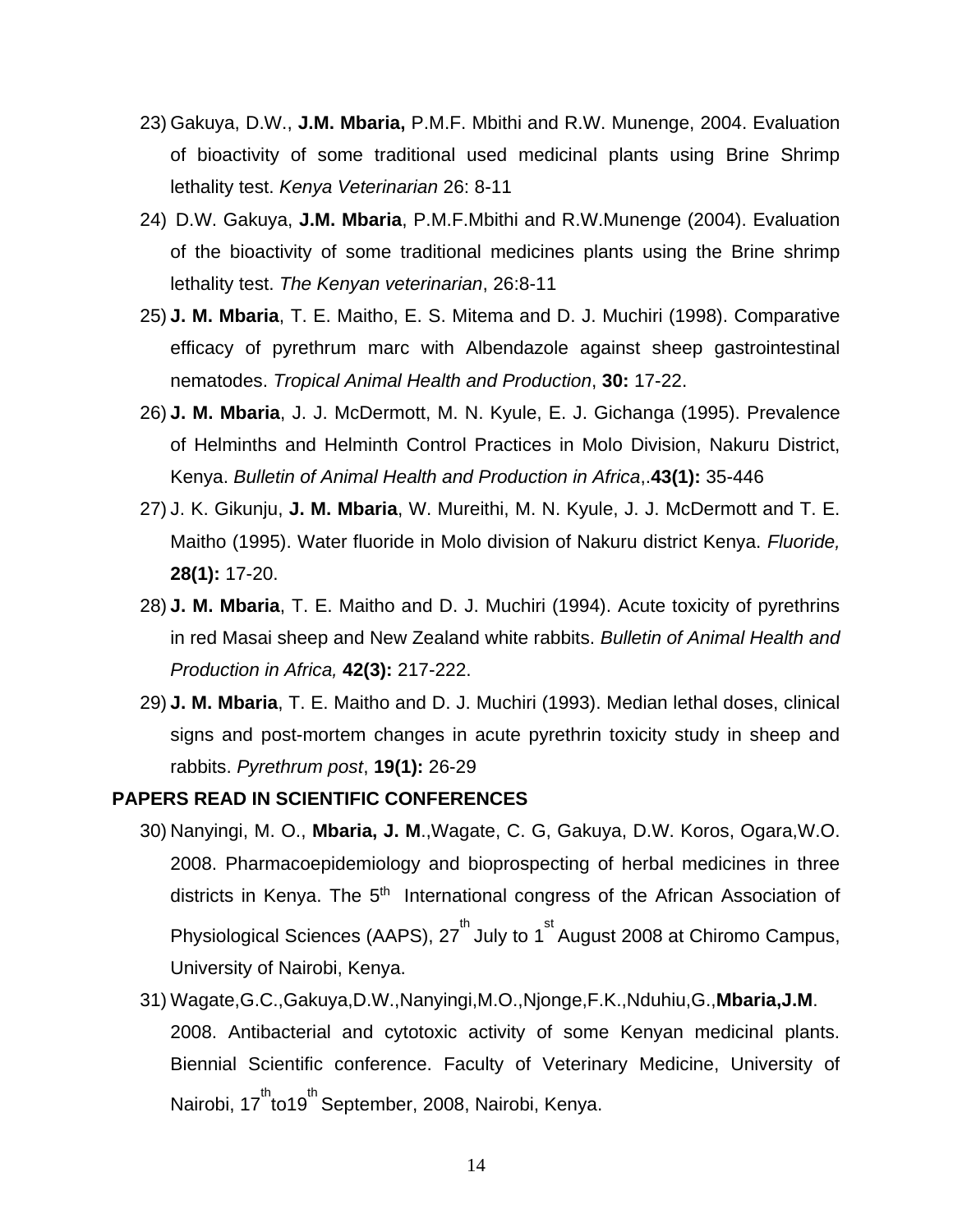23) Gakuya, D.W., **J.M. Mbaria,** P.M.F. Mbithi and R.W. Munenge, 2004. Evaluation of bioactivity of some traditional used medicinal plants using Brine Shrimp lethality test. *Kenya Veterinarian* 26: 8-11

24) D.W. Gakuya, **J.M. Mbaria**, P.M.F.Mbithi and R.W.Munenge (2004). Evaluation of the bioactivity of some traditional medicines plants using the Brine shrimp lethality test. *The Kenyan veterinarian*, 26:8-11

25) **J. M. Mbaria**, T. E. Maitho, E. S. Mitema and D. J. Muchiri (1998). Comparative efficacy of pyrethrum marc with Albendazole against sheep gastrointestinal nematodes. *Tropical Animal Health and Production*, **30:** 17-22.

26) **J. M. Mbaria**, J. J. McDermott, M. N. Kyule, E. J. Gichanga (1995). Prevalence of Helminths and Helminth Control Practices in Molo Division, Nakuru District, Kenya. *Bulletin of Animal Health and Production in Africa*,.**43(1):** 35-446

27) J. K. Gikunju, **J. M. Mbaria**, W. Mureithi, M. N. Kyule, J. J. McDermott and T. E. Maitho (1995). Water fluoride in Molo division of Nakuru district Kenya. *Fluoride,* **28(1):** 17-20.

28) **J. M. Mbaria**, T. E. Maitho and D. J. Muchiri (1994). Acute toxicity of pyrethrins in red Masai sheep and New Zealand white rabbits. *Bulletin of Animal Health and Production in Africa,* **42(3):** 217-222.

29) **J. M. Mbaria**, T. E. Maitho and D. J. Muchiri (1993). Median lethal doses, clinical signs and post-mortem changes in acute pyrethrin toxicity study in sheep and rabbits. *Pyrethrum post*, **19(1):** 26-29

**PAPERS READ IN SCIENTIFIC CONFERENCES**

30) Nanyingi, M. O., **Mbaria, J. M**.,Wagate, C. G, Gakuya, D.W. Koros, Ogara,W.O. 2008. Pharmacoepidemiology and bioprospecting of herbal medicines in three districts in Kenya. The 5th International congress of the African Association of Physiological Sciences (AAPS), 27th July to 1st August 2008 at Chiromo Campus, University of Nairobi, Kenya.

31) Wagate,G.C.,Gakuya,D.W.,Nanyingi,M.O.,Njonge,F.K.,Nduhiu,G.,**Mbaria,J.M**. 2008. Antibacterial and cytotoxic activity of some Kenyan medicinal plants. Biennial Scientific conference. Faculty of Veterinary Medicine, University of Nairobi, 17thto19th September, 2008, Nairobi, Kenya.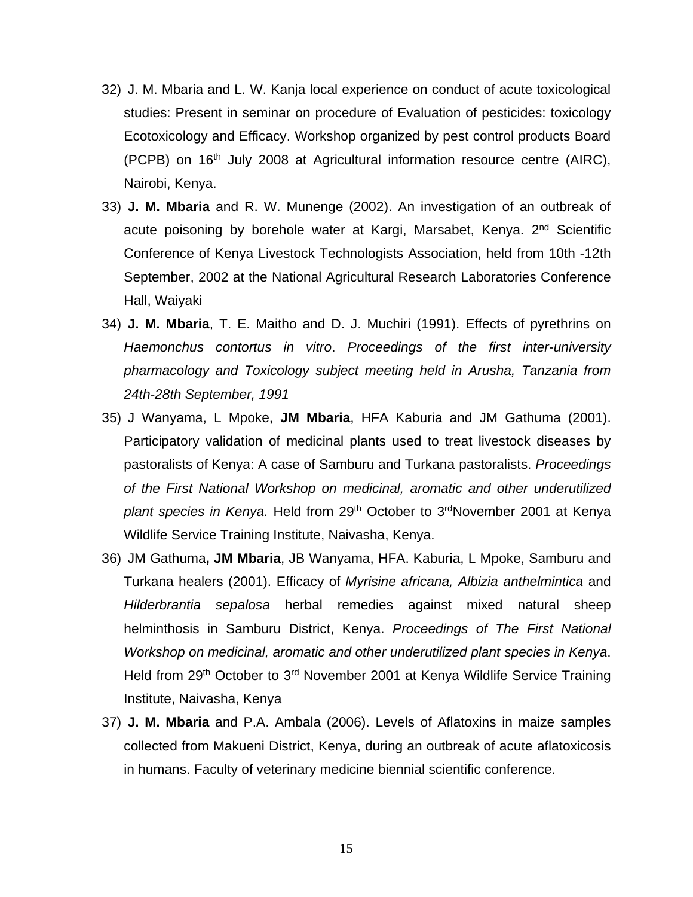32) J. M. Mbaria and L. W. Kanja local experience on conduct of acute toxicological studies: Present in seminar on procedure of Evaluation of pesticides: toxicology Ecotoxicology and Efficacy. Workshop organized by pest control products Board (PCPB) on 16th July 2008 at Agricultural information resource centre (AIRC), Nairobi, Kenya.

33) **J. M. Mbaria** and R. W. Munenge (2002). An investigation of an outbreak of acute poisoning by borehole water at Kargi, Marsabet, Kenya. 2nd Scientific Conference of Kenya Livestock Technologists Association, held from 10th -12th September, 2002 at the National Agricultural Research Laboratories Conference Hall, Waiyaki

34) **J. M. Mbaria**, T. E. Maitho and D. J. Muchiri (1991). Effects of pyrethrins on *Haemonchus contortus in vitro*. *Proceedings of the first inter-university pharmacology and Toxicology subject meeting held in Arusha, Tanzania from 24th-28th September, 1991*

35) J Wanyama, L Mpoke, **JM Mbaria**, HFA Kaburia and JM Gathuma (2001). Participatory validation of medicinal plants used to treat livestock diseases by pastoralists of Kenya: A case of Samburu and Turkana pastoralists. *Proceedings of the First National Workshop on medicinal, aromatic and other underutilized plant species in Kenya.* Held from 29th October to 3rdNovember 2001 at Kenya Wildlife Service Training Institute, Naivasha, Kenya.

36) JM Gathuma**, JM Mbaria**, JB Wanyama, HFA. Kaburia, L Mpoke, Samburu and Turkana healers (2001). Efficacy of *Myrisine africana, Albizia anthelmintica* and *Hilderbrantia sepalosa* herbal remedies against mixed natural sheep helminthosis in Samburu District, Kenya. *Proceedings of The First National Workshop on medicinal, aromatic and other underutilized plant species in Kenya*. Held from 29th October to 3rd November 2001 at Kenya Wildlife Service Training Institute, Naivasha, Kenya

37) **J. M. Mbaria** and P.A. Ambala (2006). Levels of Aflatoxins in maize samples collected from Makueni District, Kenya, during an outbreak of acute aflatoxicosis in humans. Faculty of veterinary medicine biennial scientific conference.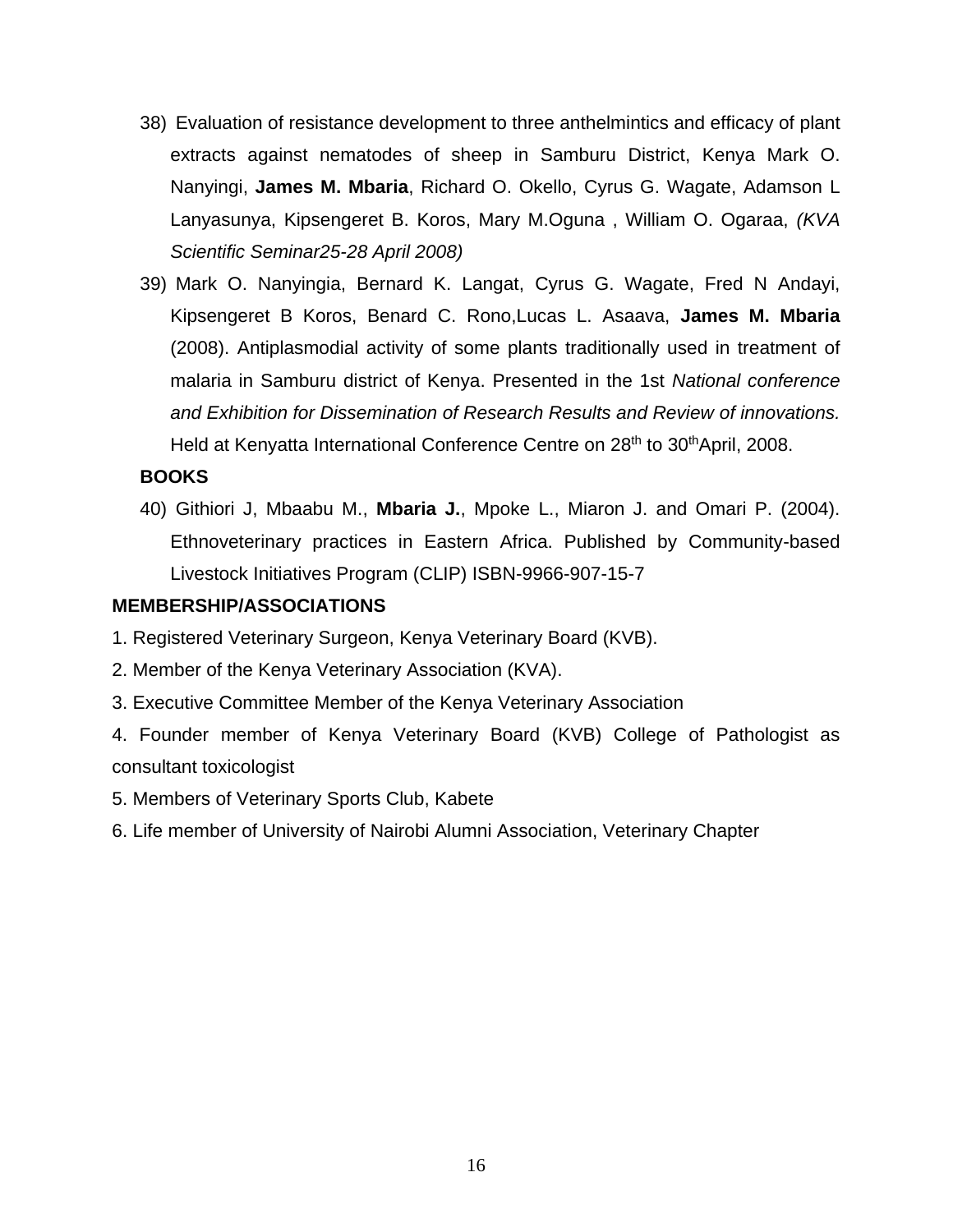38) Evaluation of resistance development to three anthelmintics and efficacy of plant extracts against nematodes of sheep in Samburu District, Kenya Mark O. Nanyingi, **James M. Mbaria**, Richard O. Okello, Cyrus G. Wagate, Adamson L Lanyasunya, Kipsengeret B. Koros, Mary M.Oguna , William O. Ogaraa, *(KVA Scientific Seminar25-28 April 2008)*

39) Mark O. Nanyingia, Bernard K. Langat, Cyrus G. Wagate, Fred N Andayi, Kipsengeret B Koros, Benard C. Rono,Lucas L. Asaava, **James M. Mbaria** (2008). Antiplasmodial activity of some plants traditionally used in treatment of malaria in Samburu district of Kenya. Presented in the 1st *National conference and Exhibition for Dissemination of Research Results and Review of innovations.* Held at Kenyatta International Conference Centre on 28th to 30thApril, 2008.

**BOOKS**

40) Githiori J, Mbaabu M., **Mbaria J.**, Mpoke L., Miaron J. and Omari P. (2004). Ethnoveterinary practices in Eastern Africa. Published by Community-based Livestock Initiatives Program (CLIP) ISBN-9966-907-15-7

**MEMBERSHIP/ASSOCIATIONS**

1. Registered Veterinary Surgeon, Kenya Veterinary Board (KVB).
2. Member of the Kenya Veterinary Association (KVA).
3. Executive Committee Member of the Kenya Veterinary Association
4. Founder member of Kenya Veterinary Board (KVB) College of Pathologist as consultant toxicologist
5. Members of Veterinary Sports Club, Kabete
6. Life member of University of Nairobi Alumni Association, Veterinary Chapter